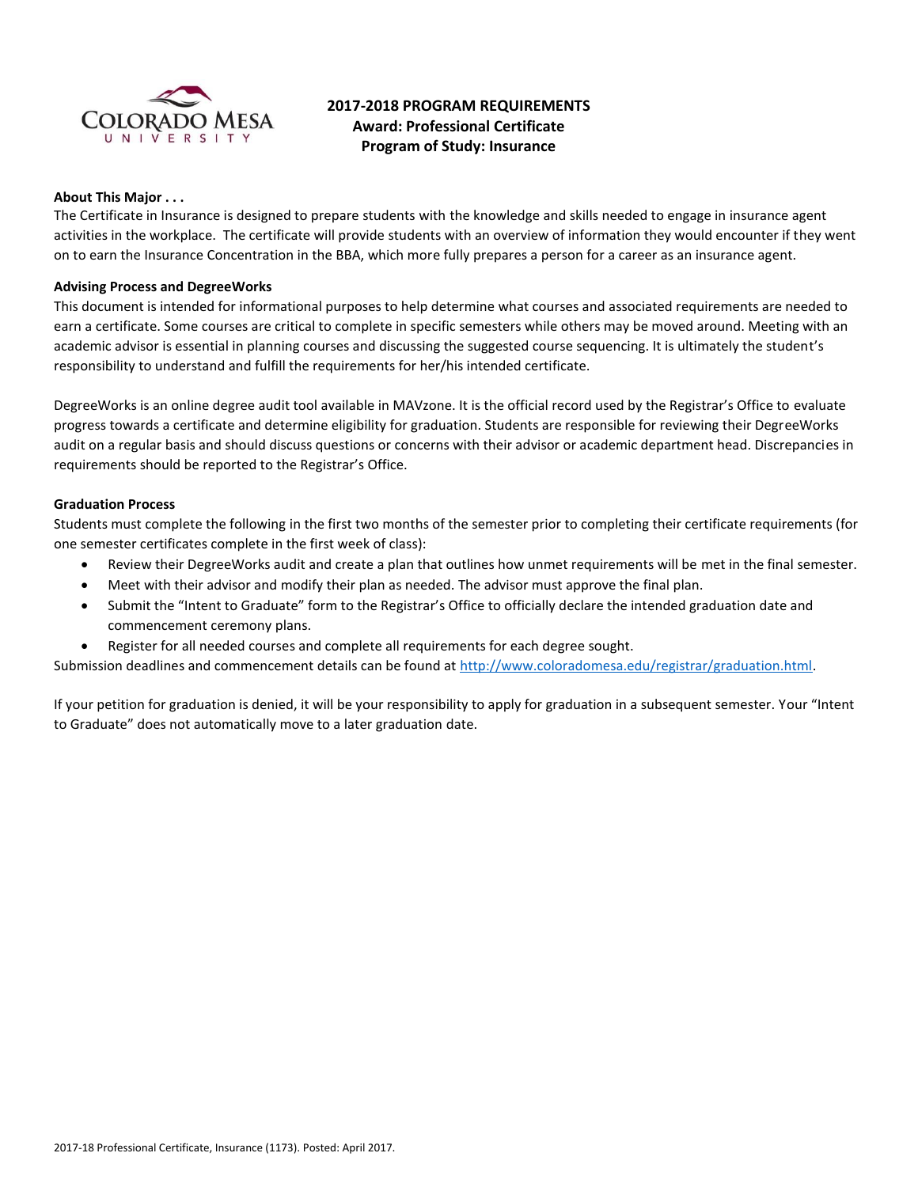# 2017-2018 PROGRAM REQUIREMENTS
## Award: Professional Certificate
## Program of Study: Insurance

**About This Major . . .**

The Certificate in Insurance is designed to prepare students with the knowledge and skills needed to engage in insurance agent activities in the workplace. The certificate will provide students with an overview of information they would encounter if they went on to earn the Insurance Concentration in the BBA, which more fully prepares a person for a career as an insurance agent.

**Advising Process and DegreeWorks**

This document is intended for informational purposes to help determine what courses and associated requirements are needed to earn a certificate. Some courses are critical to complete in specific semesters while others may be moved around. Meeting with an academic advisor is essential in planning courses and discussing the suggested course sequencing. It is ultimately the student's responsibility to understand and fulfill the requirements for her/his intended certificate.

DegreeWorks is an online degree audit tool available in MAVzone. It is the official record used by the Registrar's Office to evaluate progress towards a certificate and determine eligibility for graduation. Students are responsible for reviewing their DegreeWorks audit on a regular basis and should discuss questions or concerns with their advisor or academic department head. Discrepancies in requirements should be reported to the Registrar's Office.

**Graduation Process**

Students must complete the following in the first two months of the semester prior to completing their certificate requirements (for one semester certificates complete in the first week of class):

- Review their DegreeWorks audit and create a plan that outlines how unmet requirements will be met in the final semester.
- Meet with their advisor and modify their plan as needed. The advisor must approve the final plan.
- Submit the "Intent to Graduate" form to the Registrar's Office to officially declare the intended graduation date and commencement ceremony plans.
- Register for all needed courses and complete all requirements for each degree sought.

Submission deadlines and commencement details can be found at http://www.coloradomesa.edu/registrar/graduation.html.

If your petition for graduation is denied, it will be your responsibility to apply for graduation in a subsequent semester. Your "Intent to Graduate" does not automatically move to a later graduation date.

2017-18 Professional Certificate, Insurance (1173). Posted: April 2017.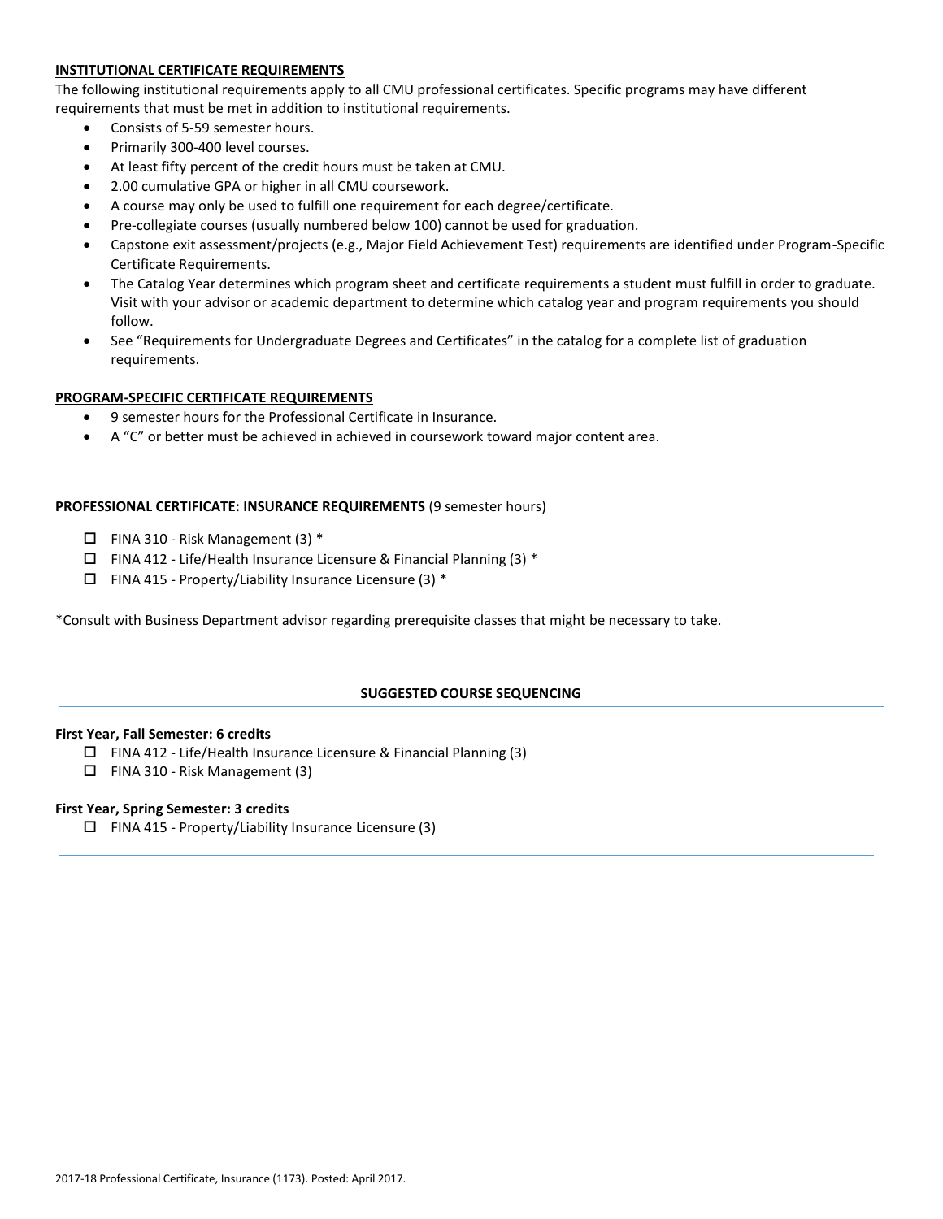**INSTITUTIONAL CERTIFICATE REQUIREMENTS**

The following institutional requirements apply to all CMU professional certificates. Specific programs may have different requirements that must be met in addition to institutional requirements.

- Consists of 5-59 semester hours.
- Primarily 300-400 level courses.
- At least fifty percent of the credit hours must be taken at CMU.
- 2.00 cumulative GPA or higher in all CMU coursework.
- A course may only be used to fulfill one requirement for each degree/certificate.
- Pre-collegiate courses (usually numbered below 100) cannot be used for graduation.
- Capstone exit assessment/projects (e.g., Major Field Achievement Test) requirements are identified under Program-Specific Certificate Requirements.
- The Catalog Year determines which program sheet and certificate requirements a student must fulfill in order to graduate. Visit with your advisor or academic department to determine which catalog year and program requirements you should follow.
- See "Requirements for Undergraduate Degrees and Certificates" in the catalog for a complete list of graduation requirements.

**PROGRAM-SPECIFIC CERTIFICATE REQUIREMENTS**

- 9 semester hours for the Professional Certificate in Insurance.
- A "C" or better must be achieved in achieved in coursework toward major content area.

**PROFESSIONAL CERTIFICATE: INSURANCE REQUIREMENTS** (9 semester hours)

- ☐ FINA 310 - Risk Management (3) *
- ☐ FINA 412 - Life/Health Insurance Licensure & Financial Planning (3) *
- ☐ FINA 415 - Property/Liability Insurance Licensure (3) *

*Consult with Business Department advisor regarding prerequisite classes that might be necessary to take.

**SUGGESTED COURSE SEQUENCING**

**First Year, Fall Semester: 6 credits**

- ☐ FINA 412 - Life/Health Insurance Licensure & Financial Planning (3)
- ☐ FINA 310 - Risk Management (3)

**First Year, Spring Semester: 3 credits**

- ☐ FINA 415 - Property/Liability Insurance Licensure (3)

2017-18 Professional Certificate, Insurance (1173). Posted: April 2017.